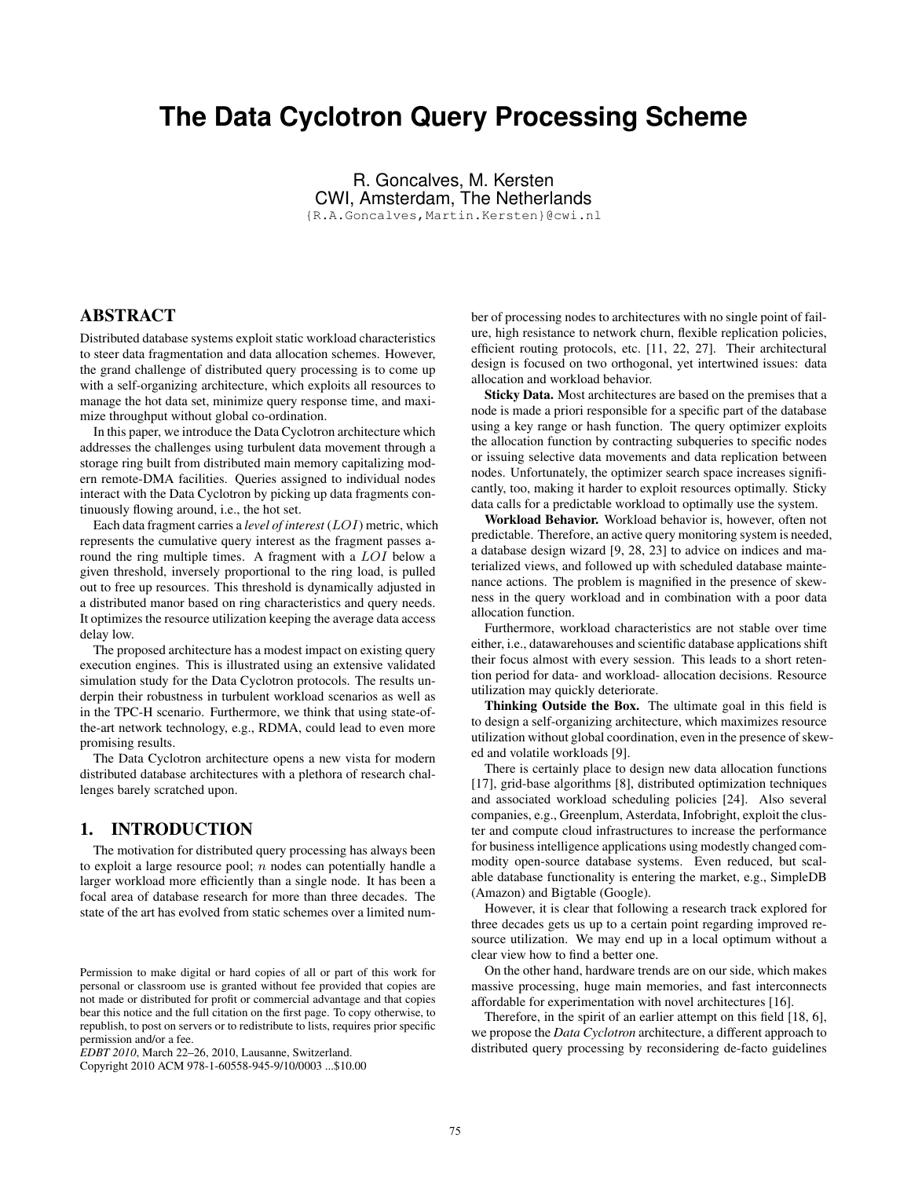# The Data Cyclotron Query Processing Scheme

R. Goncalves, M. Kersten
CWI, Amsterdam, The Netherlands
{R.A.Goncalves,Martin.Kersten}@cwi.nl

## ABSTRACT

Distributed database systems exploit static workload characteristics to steer data fragmentation and data allocation schemes. However, the grand challenge of distributed query processing is to come up with a self-organizing architecture, which exploits all resources to manage the hot data set, minimize query response time, and maximize throughput without global co-ordination.

In this paper, we introduce the Data Cyclotron architecture which addresses the challenges using turbulent data movement through a storage ring built from distributed main memory capitalizing modern remote-DMA facilities. Queries assigned to individual nodes interact with the Data Cyclotron by picking up data fragments continuously flowing around, i.e., the hot set.

Each data fragment carries a *level of interest* ($LOI$) metric, which represents the cumulative query interest as the fragment passes around the ring multiple times. A fragment with a $LOI$ below a given threshold, inversely proportional to the ring load, is pulled out to free up resources. This threshold is dynamically adjusted in a distributed manor based on ring characteristics and query needs. It optimizes the resource utilization keeping the average data access delay low.

The proposed architecture has a modest impact on existing query execution engines. This is illustrated using an extensive validated simulation study for the Data Cyclotron protocols. The results underpin their robustness in turbulent workload scenarios as well as in the TPC-H scenario. Furthermore, we think that using state-of-the-art network technology, e.g., RDMA, could lead to even more promising results.

The Data Cyclotron architecture opens a new vista for modern distributed database architectures with a plethora of research challenges barely scratched upon.

## 1. INTRODUCTION

The motivation for distributed query processing has always been to exploit a large resource pool; $n$ nodes can potentially handle a larger workload more efficiently than a single node. It has been a focal area of database research for more than three decades. The state of the art has evolved from static schemes over a limited number of processing nodes to architectures with no single point of failure, high resistance to network churn, flexible replication policies, efficient routing protocols, etc. [11, 22, 27]. Their architectural design is focused on two orthogonal, yet intertwined issues: data allocation and workload behavior.

**Sticky Data.** Most architectures are based on the premises that a node is made a priori responsible for a specific part of the database using a key range or hash function. The query optimizer exploits the allocation function by contracting subqueries to specific nodes or issuing selective data movements and data replication between nodes. Unfortunately, the optimizer search space increases significantly, too, making it harder to exploit resources optimally. Sticky data calls for a predictable workload to optimally use the system.

**Workload Behavior.** Workload behavior is, however, often not predictable. Therefore, an active query monitoring system is needed, a database design wizard [9, 28, 23] to advice on indices and materialized views, and followed up with scheduled database maintenance actions. The problem is magnified in the presence of skewness in the query workload and in combination with a poor data allocation function.

Furthermore, workload characteristics are not stable over time either, i.e., datawarehouses and scientific database applications shift their focus almost with every session. This leads to a short retention period for data- and workload- allocation decisions. Resource utilization may quickly deteriorate.

**Thinking Outside the Box.** The ultimate goal in this field is to design a self-organizing architecture, which maximizes resource utilization without global coordination, even in the presence of skewed and volatile workloads [9].

There is certainly place to design new data allocation functions [17], grid-base algorithms [8], distributed optimization techniques and associated workload scheduling policies [24]. Also several companies, e.g., Greenplum, Asterdata, Infobright, exploit the cluster and compute cloud infrastructures to increase the performance for business intelligence applications using modestly changed commodity open-source database systems. Even reduced, but scalable database functionality is entering the market, e.g., SimpleDB (Amazon) and Bigtable (Google).

However, it is clear that following a research track explored for three decades gets us up to a certain point regarding improved resource utilization. We may end up in a local optimum without a clear view how to find a better one.

On the other hand, hardware trends are on our side, which makes massive processing, huge main memories, and fast interconnects affordable for experimentation with novel architectures [16].

Therefore, in the spirit of an earlier attempt on this field [18, 6], we propose the *Data Cyclotron* architecture, a different approach to distributed query processing by reconsidering de-facto guidelines

Permission to make digital or hard copies of all or part of this work for personal or classroom use is granted without fee provided that copies are not made or distributed for profit or commercial advantage and that copies bear this notice and the full citation on the first page. To copy otherwise, to republish, to post on servers or to redistribute to lists, requires prior specific permission and/or a fee.
*EDBT 2010*, March 22–26, 2010, Lausanne, Switzerland.
Copyright 2010 ACM 978-1-60558-945-9/10/0003 ...$10.00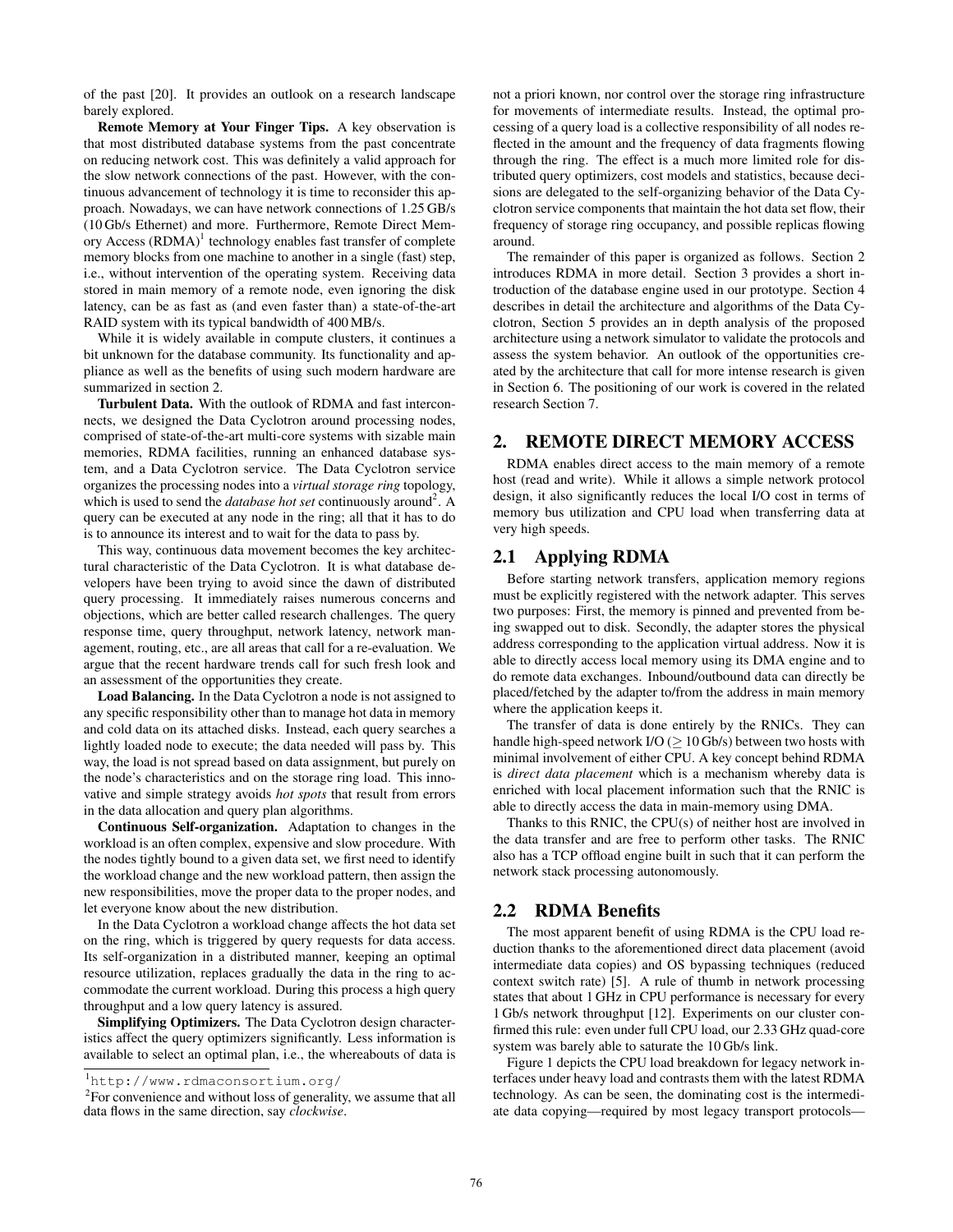of the past [20]. It provides an outlook on a research landscape barely explored.

**Remote Memory at Your Finger Tips.** A key observation is that most distributed database systems from the past concentrate on reducing network cost. This was definitely a valid approach for the slow network connections of the past. However, with the continuous advancement of technology it is time to reconsider this approach. Nowadays, we can have network connections of 1.25 GB/s (10 Gb/s Ethernet) and more. Furthermore, Remote Direct Memory Access (RDMA)[1] technology enables fast transfer of complete memory blocks from one machine to another in a single (fast) step, i.e., without intervention of the operating system. Receiving data stored in main memory of a remote node, even ignoring the disk latency, can be as fast as (and even faster than) a state-of-the-art RAID system with its typical bandwidth of 400 MB/s.

While it is widely available in compute clusters, it continues a bit unknown for the database community. Its functionality and appliance as well as the benefits of using such modern hardware are summarized in section 2.

**Turbulent Data.** With the outlook of RDMA and fast interconnects, we designed the Data Cyclotron around processing nodes, comprised of state-of-the-art multi-core systems with sizable main memories, RDMA facilities, running an enhanced database system, and a Data Cyclotron service. The Data Cyclotron service organizes the processing nodes into a *virtual storage ring* topology, which is used to send the *database hot set* continuously around[2]. A query can be executed at any node in the ring; all that it has to do is to announce its interest and to wait for the data to pass by.

This way, continuous data movement becomes the key architectural characteristic of the Data Cyclotron. It is what database developers have been trying to avoid since the dawn of distributed query processing. It immediately raises numerous concerns and objections, which are better called research challenges. The query response time, query throughput, network latency, network management, routing, etc., are all areas that call for a re-evaluation. We argue that the recent hardware trends call for such fresh look and an assessment of the opportunities they create.

**Load Balancing.** In the Data Cyclotron a node is not assigned to any specific responsibility other than to manage hot data in memory and cold data on its attached disks. Instead, each query searches a lightly loaded node to execute; the data needed will pass by. This way, the load is not spread based on data assignment, but purely on the node's characteristics and on the storage ring load. This innovative and simple strategy avoids *hot spots* that result from errors in the data allocation and query plan algorithms.

**Continuous Self-organization.** Adaptation to changes in the workload is an often complex, expensive and slow procedure. With the nodes tightly bound to a given data set, we first need to identify the workload change and the new workload pattern, then assign the new responsibilities, move the proper data to the proper nodes, and let everyone know about the new distribution.

In the Data Cyclotron a workload change affects the hot data set on the ring, which is triggered by query requests for data access. Its self-organization in a distributed manner, keeping an optimal resource utilization, replaces gradually the data in the ring to accommodate the current workload. During this process a high query throughput and a low query latency is assured.

**Simplifying Optimizers.** The Data Cyclotron design characteristics affect the query optimizers significantly. Less information is available to select an optimal plan, i.e., the whereabouts of data is not a priori known, nor control over the storage ring infrastructure for movements of intermediate results. Instead, the optimal processing of a query load is a collective responsibility of all nodes reflected in the amount and the frequency of data fragments flowing through the ring. The effect is a much more limited role for distributed query optimizers, cost models and statistics, because decisions are delegated to the self-organizing behavior of the Data Cyclotron service components that maintain the hot data set flow, their frequency of storage ring occupancy, and possible replicas flowing around.

The remainder of this paper is organized as follows. Section 2 introduces RDMA in more detail. Section 3 provides a short introduction of the database engine used in our prototype. Section 4 describes in detail the architecture and algorithms of the Data Cyclotron, Section 5 provides an in depth analysis of the proposed architecture using a network simulator to validate the protocols and assess the system behavior. An outlook of the opportunities created by the architecture that call for more intense research is given in Section 6. The positioning of our work is covered in the related research Section 7.

## 2. REMOTE DIRECT MEMORY ACCESS

RDMA enables direct access to the main memory of a remote host (read and write). While it allows a simple network protocol design, it also significantly reduces the local I/O cost in terms of memory bus utilization and CPU load when transferring data at very high speeds.

### 2.1 Applying RDMA

Before starting network transfers, application memory regions must be explicitly registered with the network adapter. This serves two purposes: First, the memory is pinned and prevented from being swapped out to disk. Secondly, the adapter stores the physical address corresponding to the application virtual address. Now it is able to directly access local memory using its DMA engine and to do remote data exchanges. Inbound/outbound data can directly be placed/fetched by the adapter to/from the address in main memory where the application keeps it.

The transfer of data is done entirely by the RNICs. They can handle high-speed network I/O ($\geq$ 10 Gb/s) between two hosts with minimal involvement of either CPU. A key concept behind RDMA is *direct data placement* which is a mechanism whereby data is enriched with local placement information such that the RNIC is able to directly access the data in main-memory using DMA.

Thanks to this RNIC, the CPU(s) of neither host are involved in the data transfer and are free to perform other tasks. The RNIC also has a TCP offload engine built in such that it can perform the network stack processing autonomously.

### 2.2 RDMA Benefits

The most apparent benefit of using RDMA is the CPU load reduction thanks to the aforementioned direct data placement (avoid intermediate data copies) and OS bypassing techniques (reduced context switch rate) [5]. A rule of thumb in network processing states that about 1 GHz in CPU performance is necessary for every 1 Gb/s network throughput [12]. Experiments on our cluster confirmed this rule: even under full CPU load, our 2.33 GHz quad-core system was barely able to saturate the 10 Gb/s link.

Figure 1 depicts the CPU load breakdown for legacy network interfaces under heavy load and contrasts them with the latest RDMA technology. As can be seen, the dominating cost is the intermediate data copying—required by most legacy transport protocols—

[1] http://www.rdmaconsortium.org/

[2] For convenience and without loss of generality, we assume that all data flows in the same direction, say *clockwise*.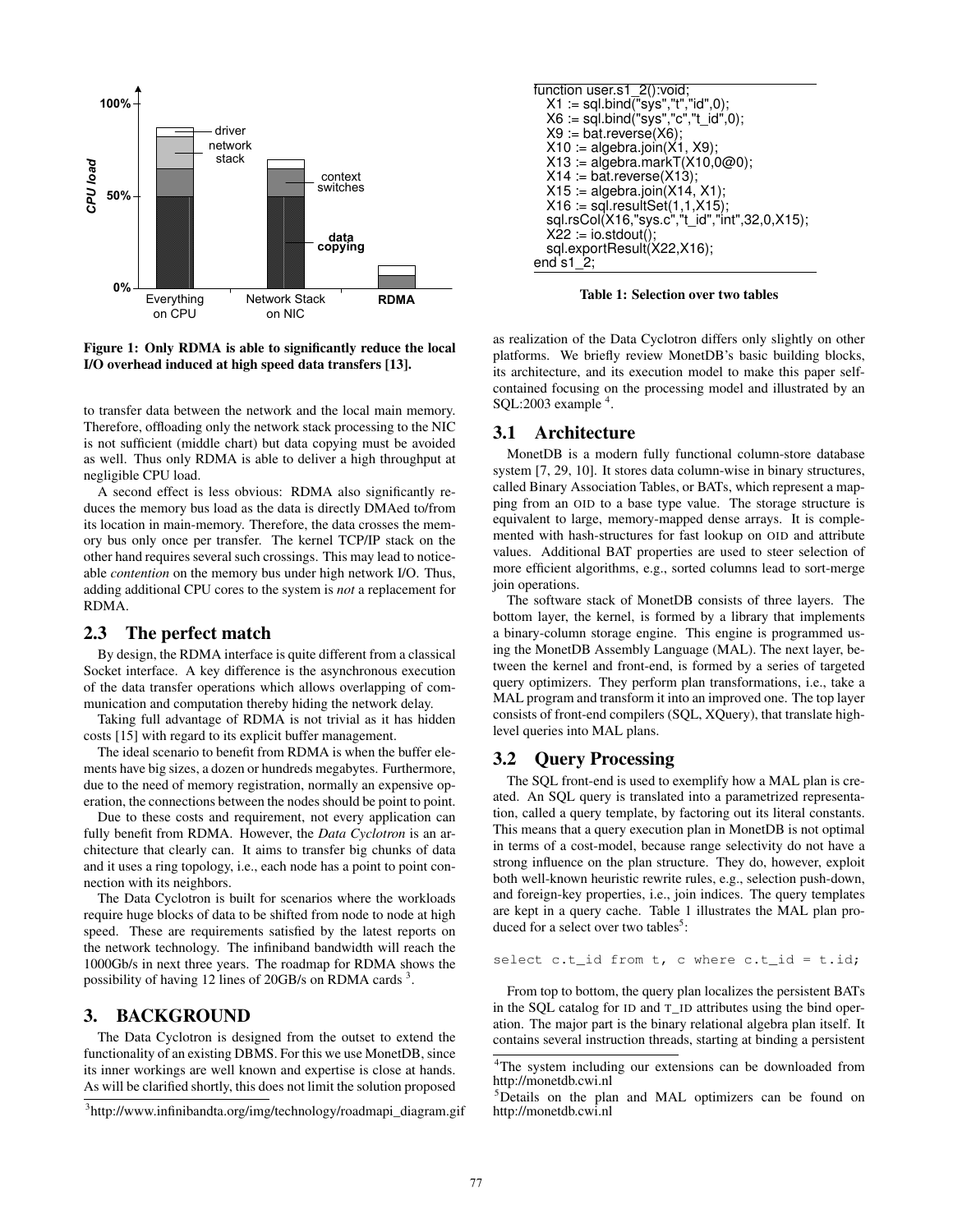100%
50%
0%
CPU load
driver
network stack
context switches
data copying
Everything on CPU
Network Stack on NIC
RDMA

**Figure 1: Only RDMA is able to significantly reduce the local I/O overhead induced at high speed data transfers [13].**

to transfer data between the network and the local main memory. Therefore, offloading only the network stack processing to the NIC is not sufficient (middle chart) but data copying must be avoided as well. Thus only RDMA is able to deliver a high throughput at negligible CPU load.

A second effect is less obvious: RDMA also significantly reduces the memory bus load as the data is directly DMAed to/from its location in main-memory. Therefore, the data crosses the memory bus only once per transfer. The kernel TCP/IP stack on the other hand requires several such crossings. This may lead to noticeable *contention* on the memory bus under high network I/O. Thus, adding additional CPU cores to the system is *not* a replacement for RDMA.

## 2.3 The perfect match

By design, the RDMA interface is quite different from a classical Socket interface. A key difference is the asynchronous execution of the data transfer operations which allows overlapping of communication and computation thereby hiding the network delay.

Taking full advantage of RDMA is not trivial as it has hidden costs [15] with regard to its explicit buffer management.

The ideal scenario to benefit from RDMA is when the buffer elements have big sizes, a dozen or hundreds megabytes. Furthermore, due to the need of memory registration, normally an expensive operation, the connections between the nodes should be point to point.

Due to these costs and requirement, not every application can fully benefit from RDMA. However, the *Data Cyclotron* is an architecture that clearly can. It aims to transfer big chunks of data and it uses a ring topology, i.e., each node has a point to point connection with its neighbors.

The Data Cyclotron is built for scenarios where the workloads require huge blocks of data to be shifted from node to node at high speed. These are requirements satisfied by the latest reports on the network technology. The infiniband bandwidth will reach the 1000Gb/s in next three years. The roadmap for RDMA shows the possibility of having 12 lines of 20GB/s on RDMA cards [3].

# 3. BACKGROUND

The Data Cyclotron is designed from the outset to extend the functionality of an existing DBMS. For this we use MonetDB, since its inner workings are well known and expertise is close at hands. As will be clarified shortly, this does not limit the solution proposed as realization of the Data Cyclotron differs only slightly on other platforms. We briefly review MonetDB's basic building blocks, its architecture, and its execution model to make this paper self-contained focusing on the processing model and illustrated by an SQL:2003 example [4].

[3] http://www.infinibandta.org/img/technology/roadmapi_diagram.gif

```
function user.s1_2():void;
   X1 := sql.bind("sys","t","id",0);
   X6 := sql.bind("sys","c","t_id",0);
   X9 := bat.reverse(X6);
   X10 := algebra.join(X1, X9);
   X13 := algebra.markT(X10,0@0);
   X14 := bat.reverse(X13);
   X15 := algebra.join(X14, X1);
   X16 := sql.resultSet(1,1,X15);
   sql.rsCol(X16,"sys.c","t_id","int",32,0,X15);
   X22 := io.stdout();
   sql.exportResult(X22,X16);
end s1_2;
```

**Table 1: Selection over two tables**

## 3.1 Architecture

MonetDB is a modern fully functional column-store database system [7, 29, 10]. It stores data column-wise in binary structures, called Binary Association Tables, or BATs, which represent a mapping from an OID to a base type value. The storage structure is equivalent to large, memory-mapped dense arrays. It is complemented with hash-structures for fast lookup on OID and attribute values. Additional BAT properties are used to steer selection of more efficient algorithms, e.g., sorted columns lead to sort-merge join operations.

The software stack of MonetDB consists of three layers. The bottom layer, the kernel, is formed by a library that implements a binary-column storage engine. This engine is programmed using the MonetDB Assembly Language (MAL). The next layer, between the kernel and front-end, is formed by a series of targeted query optimizers. They perform plan transformations, i.e., take a MAL program and transform it into an improved one. The top layer consists of front-end compilers (SQL, XQuery), that translate high-level queries into MAL plans.

## 3.2 Query Processing

The SQL front-end is used to exemplify how a MAL plan is created. An SQL query is translated into a parametrized representation, called a query template, by factoring out its literal constants. This means that a query execution plan in MonetDB is not optimal in terms of a cost-model, because range selectivity do not have a strong influence on the plan structure. They do, however, exploit both well-known heuristic rewrite rules, e.g., selection push-down, and foreign-key properties, i.e., join indices. The query templates are kept in a query cache. Table 1 illustrates the MAL plan produced for a select over two tables[5]:

```
select c.t_id from t, c where c.t_id = t.id;
```

From top to bottom, the query plan localizes the persistent BATs in the SQL catalog for ID and T_ID attributes using the bind operation. The major part is the binary relational algebra plan itself. It contains several instruction threads, starting at binding a persistent

[4] The system including our extensions can be downloaded from http://monetdb.cwi.nl

[5] Details on the plan and MAL optimizers can be found on http://monetdb.cwi.nl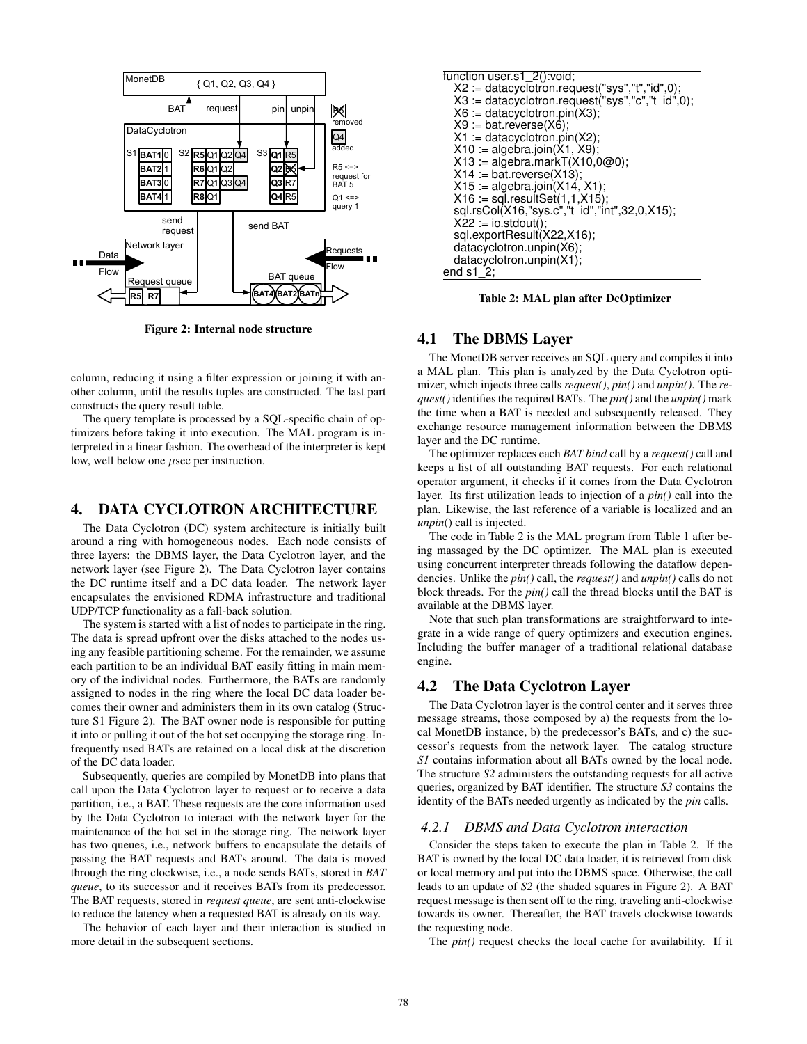Figure 2: Internal node structure

column, reducing it using a filter expression or joining it with another column, until the results tuples are constructed. The last part constructs the query result table.

The query template is processed by a SQL-specific chain of optimizers before taking it into execution. The MAL program is interpreted in a linear fashion. The overhead of the interpreter is kept low, well below one $\mu$sec per instruction.

## 4. DATA CYCLOTRON ARCHITECTURE

The Data Cyclotron (DC) system architecture is initially built around a ring with homogeneous nodes. Each node consists of three layers: the DBMS layer, the Data Cyclotron layer, and the network layer (see Figure 2). The Data Cyclotron layer contains the DC runtime itself and a DC data loader. The network layer encapsulates the envisioned RDMA infrastructure and traditional UDP/TCP functionality as a fall-back solution.

The system is started with a list of nodes to participate in the ring. The data is spread upfront over the disks attached to the nodes using any feasible partitioning scheme. For the remainder, we assume each partition to be an individual BAT easily fitting in main memory of the individual nodes. Furthermore, the BATs are randomly assigned to nodes in the ring where the local DC data loader becomes their owner and administers them in its own catalog (Structure S1 Figure 2). The BAT owner node is responsible for putting it into or pulling it out of the hot set occupying the storage ring. Infrequently used BATs are retained on a local disk at the discretion of the DC data loader.

Subsequently, queries are compiled by MonetDB into plans that call upon the Data Cyclotron layer to request or to receive a data partition, i.e., a BAT. These requests are the core information used by the Data Cyclotron to interact with the network layer for the maintenance of the hot set in the storage ring. The network layer has two queues, i.e., network buffers to encapsulate the details of passing the BAT requests and BATs around. The data is moved through the ring clockwise, i.e., a node sends BATs, stored in *BAT queue*, to its successor and it receives BATs from its predecessor. The BAT requests, stored in *request queue*, are sent anti-clockwise to reduce the latency when a requested BAT is already on its way.

The behavior of each layer and their interaction is studied in more detail in the subsequent sections.

```
function user.s1_2():void;
   X2 := datacyclotron.request("sys","t","id",0);
   X3 := datacyclotron.request("sys","c","t_id",0);
   X6 := datacyclotron.pin(X3);
   X9 := bat.reverse(X6);
   X1 := datacyclotron.pin(X2);
   X10 := algebra.join(X1, X9);
   X13 := algebra.markT(X10,0@0);
   X14 := bat.reverse(X13);
   X15 := algebra.join(X14, X1);
   X16 := sql.resultSet(1,1,X15);
   sql.rsCol(X16,"sys.c","t_id","int",32,0,X15);
   X22 := io.stdout();
   sql.exportResult(X22,X16);
   datacyclotron.unpin(X6);
   datacyclotron.unpin(X1);
end s1_2;
```

**Table 2: MAL plan after DcOptimizer**

### 4.1 The DBMS Layer

The MonetDB server receives an SQL query and compiles it into a MAL plan. This plan is analyzed by the Data Cyclotron optimizer, which injects three calls *request()*, *pin()* and *unpin()*. The *request()* identifies the required BATs. The *pin()* and the *unpin()* mark the time when a BAT is needed and subsequently released. They exchange resource management information between the DBMS layer and the DC runtime.

The optimizer replaces each *BAT bind* call by a *request()* call and keeps a list of all outstanding BAT requests. For each relational operator argument, it checks if it comes from the Data Cyclotron layer. Its first utilization leads to injection of a *pin()* call into the plan. Likewise, the last reference of a variable is localized and an *unpin*() call is injected.

The code in Table 2 is the MAL program from Table 1 after being massaged by the DC optimizer. The MAL plan is executed using concurrent interpreter threads following the dataflow dependencies. Unlike the *pin()* call, the *request()* and *unpin()* calls do not block threads. For the *pin()* call the thread blocks until the BAT is available at the DBMS layer.

Note that such plan transformations are straightforward to integrate in a wide range of query optimizers and execution engines. Including the buffer manager of a traditional relational database engine.

### 4.2 The Data Cyclotron Layer

The Data Cyclotron layer is the control center and it serves three message streams, those composed by a) the requests from the local MonetDB instance, b) the predecessor's BATs, and c) the successor's requests from the network layer. The catalog structure *S1* contains information about all BATs owned by the local node. The structure *S2* administers the outstanding requests for all active queries, organized by BAT identifier. The structure *S3* contains the identity of the BATs needed urgently as indicated by the *pin* calls.

#### 4.2.1 DBMS and Data Cyclotron interaction

Consider the steps taken to execute the plan in Table 2. If the BAT is owned by the local DC data loader, it is retrieved from disk or local memory and put into the DBMS space. Otherwise, the call leads to an update of *S2* (the shaded squares in Figure 2). A BAT request message is then sent off to the ring, traveling anti-clockwise towards its owner. Thereafter, the BAT travels clockwise towards the requesting node.

The *pin()* request checks the local cache for availability. If it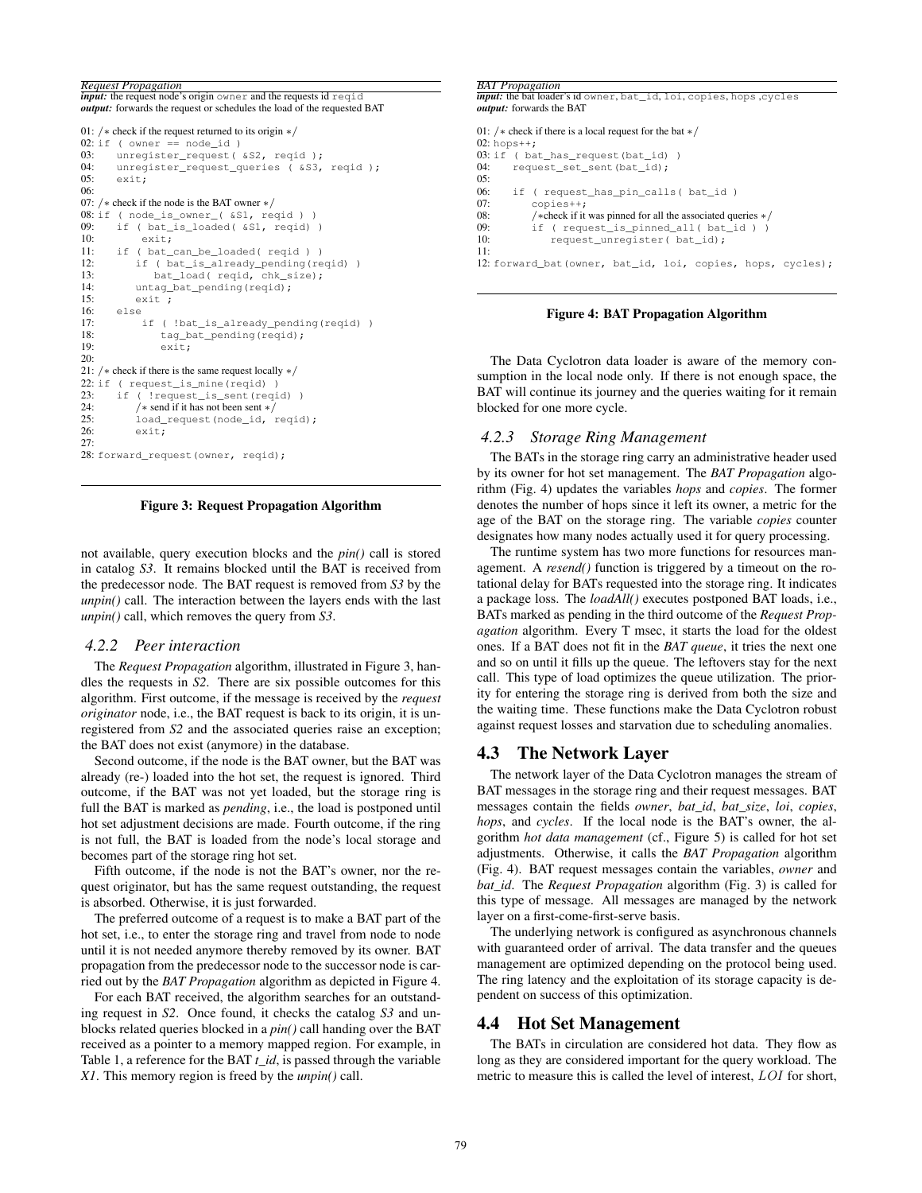*Request Propagation*
***input:*** the request node's origin `owner` and the requests id `reqid`
***output:*** forwards the request or schedules the load of the requested BAT

```
01: /* check if the request returned to its origin */
02: if ( owner == node_id )
03:     unregister_request( &S2, reqid );
04:     unregister_request_queries ( &S3, reqid );
05:     exit;
06:
07: /* check if the node is the BAT owner */
08: if ( node_is_owner_( &S1, reqid ) )
09:     if ( bat_is_loaded( &S1, reqid) )
10:         exit;
11:     if ( bat_can_be_loaded( reqid ) )
12:         if ( bat_is_already_pending(reqid) )
13:             bat_load( reqid, chk_size);
14:         untag_bat_pending(reqid);
15:         exit ;
16:     else
17:         if ( !bat_is_already_pending(reqid) )
18:             tag_bat_pending(reqid);
19:             exit;
20:
21: /* check if there is the same request locally */
22: if ( request_is_mine(reqid) )
23:     if ( !request_is_sent(reqid) )
24:         /* send if it has not been sent */
25:         load_request(node_id, reqid);
26:         exit;
27:
28: forward_request(owner, reqid);
```

**Figure 3: Request Propagation Algorithm**

not available, query execution blocks and the *pin()* call is stored in catalog *S3*. It remains blocked until the BAT is received from the predecessor node. The BAT request is removed from *S3* by the *unpin()* call. The interaction between the layers ends with the last *unpin()* call, which removes the query from *S3*.

### 4.2.2 Peer interaction

The *Request Propagation* algorithm, illustrated in Figure 3, handles the requests in *S2*. There are six possible outcomes for this algorithm. First outcome, if the message is received by the *request originator* node, i.e., the BAT request is back to its origin, it is unregistered from *S2* and the associated queries raise an exception; the BAT does not exist (anymore) in the database.

Second outcome, if the node is the BAT owner, but the BAT was already (re-) loaded into the hot set, the request is ignored. Third outcome, if the BAT was not yet loaded, but the storage ring is full the BAT is marked as *pending*, i.e., the load is postponed until hot set adjustment decisions are made. Fourth outcome, if the ring is not full, the BAT is loaded from the node's local storage and becomes part of the storage ring hot set.

Fifth outcome, if the node is not the BAT's owner, nor the request originator, but has the same request outstanding, the request is absorbed. Otherwise, it is just forwarded.

The preferred outcome of a request is to make a BAT part of the hot set, i.e., to enter the storage ring and travel from node to node until it is not needed anymore thereby removed by its owner. BAT propagation from the predecessor node to the successor node is carried out by the *BAT Propagation* algorithm as depicted in Figure 4.

For each BAT received, the algorithm searches for an outstanding request in *S2*. Once found, it checks the catalog *S3* and unblocks related queries blocked in a *pin()* call handing over the BAT received as a pointer to a memory mapped region. For example, in Table 1, a reference for the BAT *t_id*, is passed through the variable *X1*. This memory region is freed by the *unpin()* call.

*BAT Propagation*
***input:*** the bat loader's id `owner, bat_id, loi, copies, hops ,cycles`
***output:*** forwards the BAT

```
01: /* check if there is a local request for the bat */
02: hops++;
03: if ( bat_has_request(bat_id) )
04:     request_set_sent(bat_id);
05:
06:     if ( request_has_pin_calls( bat_id )
07:         copies++;
08:         /*check if it was pinned for all the associated queries */
09:         if ( request_is_pinned_all( bat_id ) )
10:             request_unregister( bat_id);
11:
12: forward_bat(owner, bat_id, loi, copies, hops, cycles);
```

**Figure 4: BAT Propagation Algorithm**

The Data Cyclotron data loader is aware of the memory consumption in the local node only. If there is not enough space, the BAT will continue its journey and the queries waiting for it remain blocked for one more cycle.

### 4.2.3 Storage Ring Management

The BATs in the storage ring carry an administrative header used by its owner for hot set management. The *BAT Propagation* algorithm (Fig. 4) updates the variables *hops* and *copies*. The former denotes the number of hops since it left its owner, a metric for the age of the BAT on the storage ring. The variable *copies* counter designates how many nodes actually used it for query processing.

The runtime system has two more functions for resources management. A *resend()* function is triggered by a timeout on the rotational delay for BATs requested into the storage ring. It indicates a package loss. The *loadAll()* executes postponed BAT loads, i.e., BATs marked as pending in the third outcome of the *Request Propagation* algorithm. Every T msec, it starts the load for the oldest ones. If a BAT does not fit in the *BAT queue*, it tries the next one and so on until it fills up the queue. The leftovers stay for the next call. This type of load optimizes the queue utilization. The priority for entering the storage ring is derived from both the size and the waiting time. These functions make the Data Cyclotron robust against request losses and starvation due to scheduling anomalies.

## 4.3 The Network Layer

The network layer of the Data Cyclotron manages the stream of BAT messages in the storage ring and their request messages. BAT messages contain the fields *owner*, *bat_id*, *bat_size*, *loi*, *copies*, *hops*, and *cycles*. If the local node is the BAT's owner, the algorithm *hot data management* (cf., Figure 5) is called for hot set adjustments. Otherwise, it calls the *BAT Propagation* algorithm (Fig. 4). BAT request messages contain the variables, *owner* and *bat_id*. The *Request Propagation* algorithm (Fig. 3) is called for this type of message. All messages are managed by the network layer on a first-come-first-serve basis.

The underlying network is configured as asynchronous channels with guaranteed order of arrival. The data transfer and the queues management are optimized depending on the protocol being used. The ring latency and the exploitation of its storage capacity is dependent on success of this optimization.

## 4.4 Hot Set Management

The BATs in circulation are considered hot data. They flow as long as they are considered important for the query workload. The metric to measure this is called the level of interest, $LOI$ for short,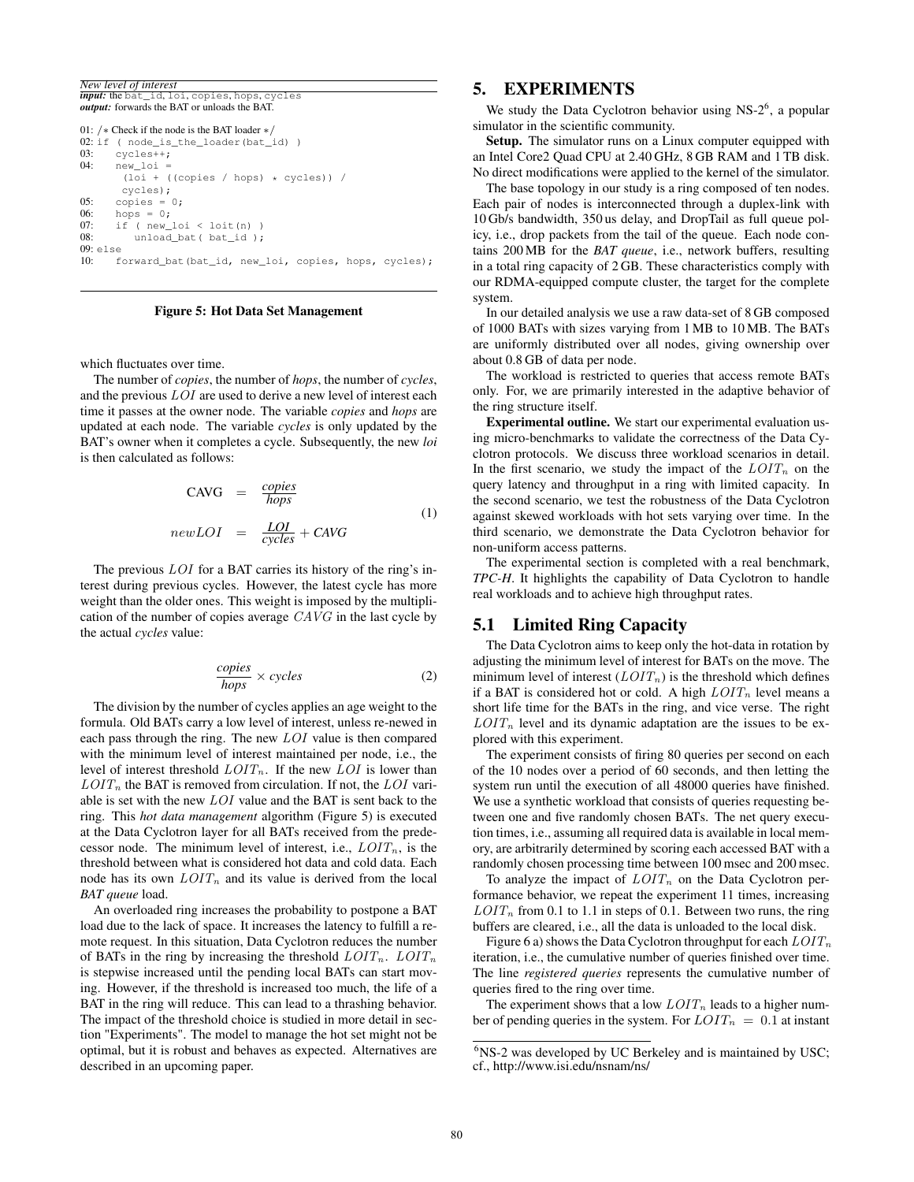```
New level of interest
input: the bat_id, loi, copies, hops, cycles
output: forwards the BAT or unloads the BAT.

01: /* Check if the node is the BAT loader */
02: if ( node_is_the_loader(bat_id) )
03:    cycles++;
04:    new_loi =
        (loi + ((copies / hops) * cycles)) /
        cycles);
05:    copies = 0;
06:    hops = 0;
07:    if ( new_loi < loit(n) )
08:       unload_bat( bat_id );
09: else
10:    forward_bat(bat_id, new_loi, copies, hops, cycles);
```

**Figure 5: Hot Data Set Management**

which fluctuates over time.

The number of *copies*, the number of *hops*, the number of *cycles*, and the previous $LOI$ are used to derive a new level of interest each time it passes at the owner node. The variable *copies* and *hops* are updated at each node. The variable *cycles* is only updated by the BAT's owner when it completes a cycle. Subsequently, the new *loi* is then calculated as follows:

$$
\begin{aligned}
\text{CAVG} &= \frac{\textit{copies}}{\textit{hops}} \\
newLOI &= \frac{\textit{LOI}}{\textit{cycles}} + \textit{CAVG}
\end{aligned} \tag{1}
$$

The previous $LOI$ for a BAT carries its history of the ring's interest during previous cycles. However, the latest cycle has more weight than the older ones. This weight is imposed by the multiplication of the number of copies average $CAVG$ in the last cycle by the actual *cycles* value:

$$
\frac{\textit{copies}}{\textit{hops}} \times \textit{cycles} \tag{2}
$$

The division by the number of cycles applies an age weight to the formula. Old BATs carry a low level of interest, unless re-newed in each pass through the ring. The new $LOI$ value is then compared with the minimum level of interest maintained per node, i.e., the level of interest threshold $LOIT_n$. If the new $LOI$ is lower than $LOIT_n$ the BAT is removed from circulation. If not, the $LOI$ variable is set with the new $LOI$ value and the BAT is sent back to the ring. This *hot data management* algorithm (Figure 5) is executed at the Data Cyclotron layer for all BATs received from the predecessor node. The minimum level of interest, i.e., $LOIT_n$, is the threshold between what is considered hot data and cold data. Each node has its own $LOIT_n$ and its value is derived from the local *BAT queue* load.

An overloaded ring increases the probability to postpone a BAT load due to the lack of space. It increases the latency to fulfill a remote request. In this situation, Data Cyclotron reduces the number of BATs in the ring by increasing the threshold $LOIT_n$. $LOIT_n$ is stepwise increased until the pending local BATs can start moving. However, if the threshold is increased too much, the life of a BAT in the ring will reduce. This can lead to a thrashing behavior. The impact of the threshold choice is studied in more detail in section "Experiments". The model to manage the hot set might not be optimal, but it is robust and behaves as expected. Alternatives are described in an upcoming paper.

# 5. EXPERIMENTS

We study the Data Cyclotron behavior using NS-2[6], a popular simulator in the scientific community.

**Setup.** The simulator runs on a Linux computer equipped with an Intel Core2 Quad CPU at 2.40 GHz, 8 GB RAM and 1 TB disk. No direct modifications were applied to the kernel of the simulator.

The base topology in our study is a ring composed of ten nodes. Each pair of nodes is interconnected through a duplex-link with 10 Gb/s bandwidth, 350 us delay, and DropTail as full queue policy, i.e., drop packets from the tail of the queue. Each node contains 200 MB for the *BAT queue*, i.e., network buffers, resulting in a total ring capacity of 2 GB. These characteristics comply with our RDMA-equipped compute cluster, the target for the complete system.

In our detailed analysis we use a raw data-set of 8 GB composed of 1000 BATs with sizes varying from 1 MB to 10 MB. The BATs are uniformly distributed over all nodes, giving ownership over about 0.8 GB of data per node.

The workload is restricted to queries that access remote BATs only. For, we are primarily interested in the adaptive behavior of the ring structure itself.

**Experimental outline.** We start our experimental evaluation using micro-benchmarks to validate the correctness of the Data Cyclotron protocols. We discuss three workload scenarios in detail. In the first scenario, we study the impact of the $LOIT_n$ on the query latency and throughput in a ring with limited capacity. In the second scenario, we test the robustness of the Data Cyclotron against skewed workloads with hot sets varying over time. In the third scenario, we demonstrate the Data Cyclotron behavior for non-uniform access patterns.

The experimental section is completed with a real benchmark, *TPC-H*. It highlights the capability of Data Cyclotron to handle real workloads and to achieve high throughput rates.

## 5.1 Limited Ring Capacity

The Data Cyclotron aims to keep only the hot-data in rotation by adjusting the minimum level of interest for BATs on the move. The minimum level of interest ($LOIT_n$) is the threshold which defines if a BAT is considered hot or cold. A high $LOIT_n$ level means a short life time for the BATs in the ring, and vice verse. The right $LOIT_n$ level and its dynamic adaptation are the issues to be explored with this experiment.

The experiment consists of firing 80 queries per second on each of the 10 nodes over a period of 60 seconds, and then letting the system run until the execution of all 48000 queries have finished. We use a synthetic workload that consists of queries requesting between one and five randomly chosen BATs. The net query execution times, i.e., assuming all required data is available in local memory, are arbitrarily determined by scoring each accessed BAT with a randomly chosen processing time between 100 msec and 200 msec.

To analyze the impact of $LOIT_n$ on the Data Cyclotron performance behavior, we repeat the experiment 11 times, increasing $LOIT_n$ from 0.1 to 1.1 in steps of 0.1. Between two runs, the ring buffers are cleared, i.e., all the data is unloaded to the local disk.

Figure 6 a) shows the Data Cyclotron throughput for each $LOIT_n$ iteration, i.e., the cumulative number of queries finished over time. The line *registered queries* represents the cumulative number of queries fired to the ring over time.

The experiment shows that a low $LOIT_n$ leads to a higher number of pending queries in the system. For $LOIT_n = 0.1$ at instant

[6]NS-2 was developed by UC Berkeley and is maintained by USC; cf., http://www.isi.edu/nsnam/ns/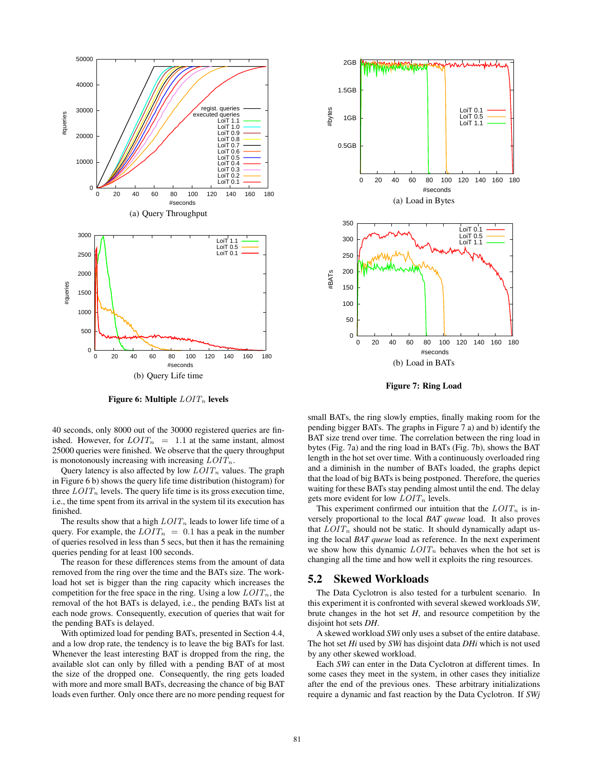50000
40000
30000
20000
10000
0
#queries
0 20 40 60 80 100 120 140 160 180
#seconds
regist. queries
executed queries
LoiT 1.1
LoiT 1.0
LoiT 0.9
LoiT 0.8
LoiT 0.7
LoiT 0.6
LoiT 0.5
LoiT 0.4
LoiT 0.3
LoiT 0.2
LoiT 0.1

(a) Query Throughput

3000
2500
2000
1500
1000
500
0
#queries
0 20 40 60 80 100 120 140 160 180
#seconds
LoiT 1.1
LoiT 0.5
LoiT 0.1

(b) Query Life time

**Figure 6: Multiple $LOIT_n$ levels**

2GB
1.5GB
1GB
0.5GB
#bytes
0 20 40 60 80 100 120 140 160 180
#seconds
LoiT 0.1
LoiT 0.5
LoiT 1.1

(a) Load in Bytes

350
300
250
200
150
100
50
0
#BATs
0 20 40 60 80 100 120 140 160 180
#seconds
LoiT 0.1
LoiT 0.5
LoiT 1.1

(b) Load in BATs

**Figure 7: Ring Load**

40 seconds, only 8000 out of the 30000 registered queries are finished. However, for $LOIT_n = 1.1$ at the same instant, almost 25000 queries were finished. We observe that the query throughput is monotonously increasing with increasing $LOIT_n$.

Query latency is also affected by low $LOIT_n$ values. The graph in Figure 6 b) shows the query life time distribution (histogram) for three $LOIT_n$ levels. The query life time is its gross execution time, i.e., the time spent from its arrival in the system til its execution has finished.

The results show that a high $LOIT_n$ leads to lower life time of a query. For example, the $LOIT_n = 0.1$ has a peak in the number of queries resolved in less than 5 secs, but then it has the remaining queries pending for at least 100 seconds.

The reason for these differences stems from the amount of data removed from the ring over the time and the BATs size. The workload hot set is bigger than the ring capacity which increases the competition for the free space in the ring. Using a low $LOIT_n$, the removal of the hot BATs is delayed, i.e., the pending BATs list at each node grows. Consequently, execution of queries that wait for the pending BATs is delayed.

With optimized load for pending BATs, presented in Section 4.4, and a low drop rate, the tendency is to leave the big BATs for last. Whenever the least interesting BAT is dropped from the ring, the available slot can only by filled with a pending BAT of at most the size of the dropped one. Consequently, the ring gets loaded with more and more small BATs, decreasing the chance of big BAT loads even further. Only once there are no more pending request for small BATs, the ring slowly empties, finally making room for the pending bigger BATs. The graphs in Figure 7 a) and b) identify the BAT size trend over time. The correlation between the ring load in bytes (Fig. 7a) and the ring load in BATs (Fig. 7b), shows the BAT length in the hot set over time. With a continuously overloaded ring and a diminish in the number of BATs loaded, the graphs depict that the load of big BATs is being postponed. Therefore, the queries waiting for these BATs stay pending almost until the end. The delay gets more evident for low $LOIT_n$ levels.

This experiment confirmed our intuition that the $LOIT_n$ is inversely proportional to the local *BAT queue* load. It also proves that $LOIT_n$ should not be static. It should dynamically adapt using the local *BAT queue* load as reference. In the next experiment we show how this dynamic $LOIT_n$ behaves when the hot set is changing all the time and how well it exploits the ring resources.

## 5.2 Skewed Workloads

The Data Cyclotron is also tested for a turbulent scenario. In this experiment it is confronted with several skewed workloads *SW*, brute changes in the hot set *H*, and resource competition by the disjoint hot sets *DH*.

A skewed workload *SWi* only uses a subset of the entire database. The hot set *Hi* used by *SWi* has disjoint data *DHi* which is not used by any other skewed workload.

Each *SWi* can enter in the Data Cyclotron at different times. In some cases they meet in the system, in other cases they initialize after the end of the previous ones. These arbitrary initializations require a dynamic and fast reaction by the Data Cyclotron. If *SWj*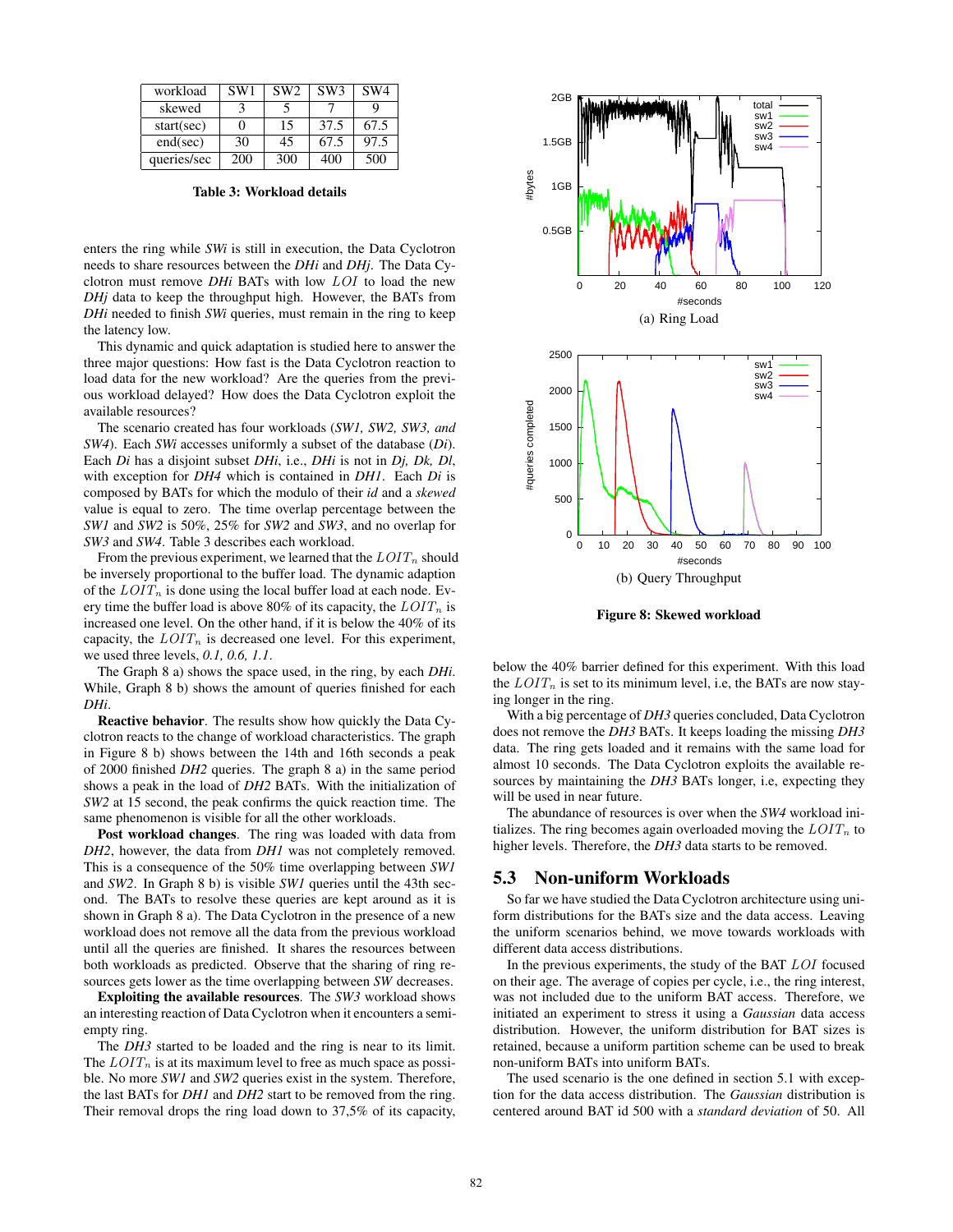| workload | SW1 | SW2 | SW3 | SW4 |
|---|---|---|---|---|
| skewed | 3 | 5 | 7 | 9 |
| start(sec) | 0 | 15 | 37.5 | 67.5 |
| end(sec) | 30 | 45 | 67.5 | 97.5 |
| queries/sec | 200 | 300 | 400 | 500 |

**Table 3: Workload details**

enters the ring while *SWi* is still in execution, the Data Cyclotron needs to share resources between the *DHi* and *DHj*. The Data Cyclotron must remove *DHi* BATs with low $LOI$ to load the new *DHj* data to keep the throughput high. However, the BATs from *DHi* needed to finish *SWi* queries, must remain in the ring to keep the latency low.

This dynamic and quick adaptation is studied here to answer the three major questions: How fast is the Data Cyclotron reaction to load data for the new workload? Are the queries from the previous workload delayed? How does the Data Cyclotron exploit the available resources?

The scenario created has four workloads (*SW1, SW2, SW3, and SW4*). Each *SWi* accesses uniformly a subset of the database (*Di*). Each *Di* has a disjoint subset *DHi*, i.e., *DHi* is not in *Dj, Dk, Dl*, with exception for *DH4* which is contained in *DH1*. Each *Di* is composed by BATs for which the modulo of their *id* and a *skewed* value is equal to zero. The time overlap percentage between the *SW1* and *SW2* is 50%, 25% for *SW2* and *SW3*, and no overlap for *SW3* and *SW4*. Table 3 describes each workload.

From the previous experiment, we learned that the $LOIT_n$ should be inversely proportional to the buffer load. The dynamic adaption of the $LOIT_n$ is done using the local buffer load at each node. Every time the buffer load is above 80% of its capacity, the $LOIT_n$ is increased one level. On the other hand, if it is below the 40% of its capacity, the $LOIT_n$ is decreased one level. For this experiment, we used three levels, *0.1, 0.6, 1.1*.

The Graph 8 a) shows the space used, in the ring, by each *DHi*. While, Graph 8 b) shows the amount of queries finished for each *DHi*.

**Reactive behavior**. The results show how quickly the Data Cyclotron reacts to the change of workload characteristics. The graph in Figure 8 b) shows between the 14th and 16th seconds a peak of 2000 finished *DH2* queries. The graph 8 a) in the same period shows a peak in the load of *DH2* BATs. With the initialization of *SW2* at 15 second, the peak confirms the quick reaction time. The same phenomenon is visible for all the other workloads.

**Post workload changes**. The ring was loaded with data from *DH2*, however, the data from *DH1* was not completely removed. This is a consequence of the 50% time overlapping between *SW1* and *SW2*. In Graph 8 b) is visible *SW1* queries until the 43th second. The BATs to resolve these queries are kept around as it is shown in Graph 8 a). The Data Cyclotron in the presence of a new workload does not remove all the data from the previous workload until all the queries are finished. It shares the resources between both workloads as predicted. Observe that the sharing of ring resources gets lower as the time overlapping between *SW* decreases.

**Exploiting the available resources**. The *SW3* workload shows an interesting reaction of Data Cyclotron when it encounters a semi-empty ring.

The *DH3* started to be loaded and the ring is near to its limit. The $LOIT_n$ is at its maximum level to free as much space as possible. No more *SW1* and *SW2* queries exist in the system. Therefore, the last BATs for *DH1* and *DH2* start to be removed from the ring. Their removal drops the ring load down to 37,5% of its capacity,

(a) Ring Load

(b) Query Throughput

**Figure 8: Skewed workload**

below the 40% barrier defined for this experiment. With this load the $LOIT_n$ is set to its minimum level, i.e, the BATs are now staying longer in the ring.

With a big percentage of *DH3* queries concluded, Data Cyclotron does not remove the *DH3* BATs. It keeps loading the missing *DH3* data. The ring gets loaded and it remains with the same load for almost 10 seconds. The Data Cyclotron exploits the available resources by maintaining the *DH3* BATs longer, i.e, expecting they will be used in near future.

The abundance of resources is over when the *SW4* workload initializes. The ring becomes again overloaded moving the $LOIT_n$ to higher levels. Therefore, the *DH3* data starts to be removed.

## 5.3 Non-uniform Workloads

So far we have studied the Data Cyclotron architecture using uniform distributions for the BATs size and the data access. Leaving the uniform scenarios behind, we move towards workloads with different data access distributions.

In the previous experiments, the study of the BAT $LOI$ focused on their age. The average of copies per cycle, i.e., the ring interest, was not included due to the uniform BAT access. Therefore, we initiated an experiment to stress it using a *Gaussian* data access distribution. However, the uniform distribution for BAT sizes is retained, because a uniform partition scheme can be used to break non-uniform BATs into uniform BATs.

The used scenario is the one defined in section 5.1 with exception for the data access distribution. The *Gaussian* distribution is centered around BAT id 500 with a *standard deviation* of 50. All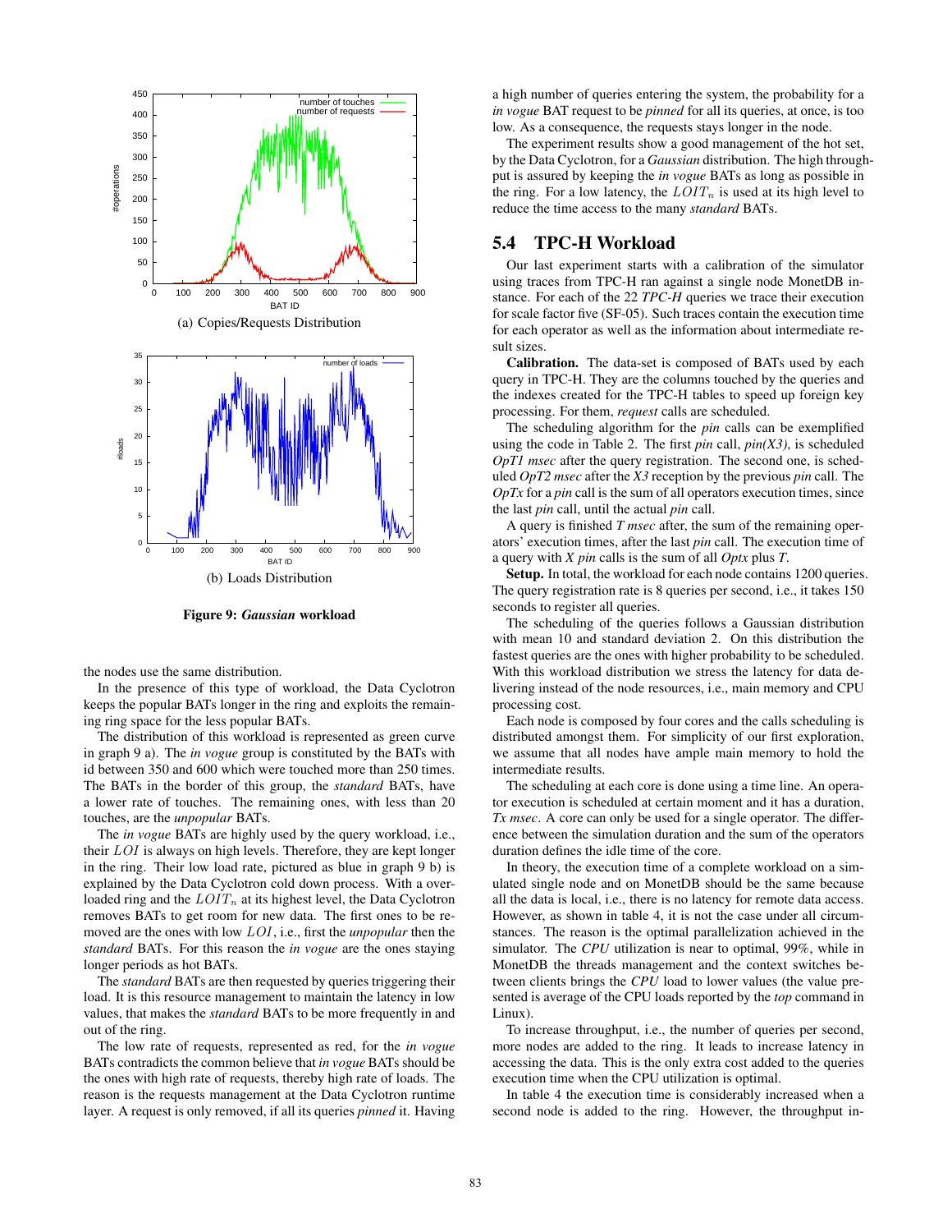(a) Copies/Requests Distribution

(b) Loads Distribution

**Figure 9:** ***Gaussian*** **workload**

the nodes use the same distribution.

In the presence of this type of workload, the Data Cyclotron keeps the popular BATs longer in the ring and exploits the remaining ring space for the less popular BATs.

The distribution of this workload is represented as green curve in graph 9 a). The *in vogue* group is constituted by the BATs with id between 350 and 600 which were touched more than 250 times. The BATs in the border of this group, the *standard* BATs, have a lower rate of touches. The remaining ones, with less than 20 touches, are the *unpopular* BATs.

The *in vogue* BATs are highly used by the query workload, i.e., their $LOI$ is always on high levels. Therefore, they are kept longer in the ring. Their low load rate, pictured as blue in graph 9 b) is explained by the Data Cyclotron cold down process. With a overloaded ring and the $LOIT_n$ at its highest level, the Data Cyclotron removes BATs to get room for new data. The first ones to be removed are the ones with low $LOI$, i.e., first the *unpopular* then the *standard* BATs. For this reason the *in vogue* are the ones staying longer periods as hot BATs.

The *standard* BATs are then requested by queries triggering their load. It is this resource management to maintain the latency in low values, that makes the *standard* BATs to be more frequently in and out of the ring.

The low rate of requests, represented as red, for the *in vogue* BATs contradicts the common believe that *in vogue* BATs should be the ones with high rate of requests, thereby high rate of loads. The reason is the requests management at the Data Cyclotron runtime layer. A request is only removed, if all its queries *pinned* it. Having a high number of queries entering the system, the probability for a *in vogue* BAT request to be *pinned* for all its queries, at once, is too low. As a consequence, the requests stays longer in the node.

The experiment results show a good management of the hot set, by the Data Cyclotron, for a *Gaussian* distribution. The high throughput is assured by keeping the *in vogue* BATs as long as possible in the ring. For a low latency, the $LOIT_n$ is used at its high level to reduce the time access to the many *standard* BATs.

## 5.4 TPC-H Workload

Our last experiment starts with a calibration of the simulator using traces from TPC-H ran against a single node MonetDB instance. For each of the 22 *TPC-H* queries we trace their execution for scale factor five (SF-05). Such traces contain the execution time for each operator as well as the information about intermediate result sizes.

**Calibration.** The data-set is composed of BATs used by each query in TPC-H. They are the columns touched by the queries and the indexes created for the TPC-H tables to speed up foreign key processing. For them, *request* calls are scheduled.

The scheduling algorithm for the *pin* calls can be exemplified using the code in Table 2. The first *pin* call, *pin(X3)*, is scheduled *OpT1 msec* after the query registration. The second one, is scheduled *OpT2 msec* after the *X3* reception by the previous *pin* call. The *OpTx* for a *pin* call is the sum of all operators execution times, since the last *pin* call, until the actual *pin* call.

A query is finished *T msec* after, the sum of the remaining operators' execution times, after the last *pin* call. The execution time of a query with *X pin* calls is the sum of all *Optx* plus *T*.

**Setup.** In total, the workload for each node contains 1200 queries. The query registration rate is 8 queries per second, i.e., it takes 150 seconds to register all queries.

The scheduling of the queries follows a Gaussian distribution with mean 10 and standard deviation 2. On this distribution the fastest queries are the ones with higher probability to be scheduled. With this workload distribution we stress the latency for data delivering instead of the node resources, i.e., main memory and CPU processing cost.

Each node is composed by four cores and the calls scheduling is distributed amongst them. For simplicity of our first exploration, we assume that all nodes have ample main memory to hold the intermediate results.

The scheduling at each core is done using a time line. An operator execution is scheduled at certain moment and it has a duration, *Tx msec*. A core can only be used for a single operator. The difference between the simulation duration and the sum of the operators duration defines the idle time of the core.

In theory, the execution time of a complete workload on a simulated single node and on MonetDB should be the same because all the data is local, i.e., there is no latency for remote data access. However, as shown in table 4, it is not the case under all circumstances. The reason is the optimal parallelization achieved in the simulator. The *CPU* utilization is near to optimal, 99%, while in MonetDB the threads management and the context switches between clients brings the *CPU* load to lower values (the value presented is average of the CPU loads reported by the *top* command in Linux).

To increase throughput, i.e., the number of queries per second, more nodes are added to the ring. It leads to increase latency in accessing the data. This is the only extra cost added to the queries execution time when the CPU utilization is optimal.

In table 4 the execution time is considerably increased when a second node is added to the ring. However, the throughput in-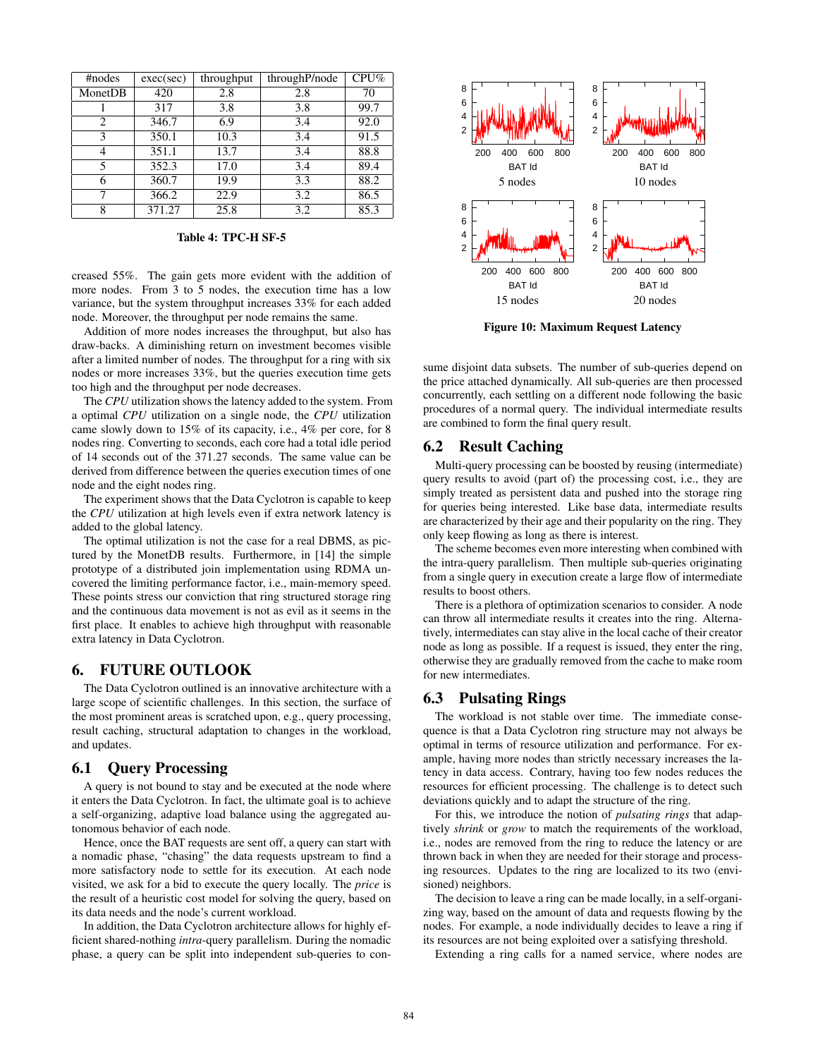| #nodes | exec(sec) | throughput | throughP/node | CPU% |
|---|---|---|---|---|
| MonetDB | 420 | 2.8 | 2.8 | 70 |
| 1 | 317 | 3.8 | 3.8 | 99.7 |
| 2 | 346.7 | 6.9 | 3.4 | 92.0 |
| 3 | 350.1 | 10.3 | 3.4 | 91.5 |
| 4 | 351.1 | 13.7 | 3.4 | 88.8 |
| 5 | 352.3 | 17.0 | 3.4 | 89.4 |
| 6 | 360.7 | 19.9 | 3.3 | 88.2 |
| 7 | 366.2 | 22.9 | 3.2 | 86.5 |
| 8 | 371.27 | 25.8 | 3.2 | 85.3 |

**Table 4: TPC-H SF-5**

creased 55%. The gain gets more evident with the addition of more nodes. From 3 to 5 nodes, the execution time has a low variance, but the system throughput increases 33% for each added node. Moreover, the throughput per node remains the same.

Addition of more nodes increases the throughput, but also has draw-backs. A diminishing return on investment becomes visible after a limited number of nodes. The throughput for a ring with six nodes or more increases 33%, but the queries execution time gets too high and the throughput per node decreases.

The *CPU* utilization shows the latency added to the system. From a optimal *CPU* utilization on a single node, the *CPU* utilization came slowly down to 15% of its capacity, i.e., 4% per core, for 8 nodes ring. Converting to seconds, each core had a total idle period of 14 seconds out of the 371.27 seconds. The same value can be derived from difference between the queries execution times of one node and the eight nodes ring.

The experiment shows that the Data Cyclotron is capable to keep the *CPU* utilization at high levels even if extra network latency is added to the global latency.

The optimal utilization is not the case for a real DBMS, as pictured by the MonetDB results. Furthermore, in [14] the simple prototype of a distributed join implementation using RDMA uncovered the limiting performance factor, i.e., main-memory speed. These points stress our conviction that ring structured storage ring and the continuous data movement is not as evil as it seems in the first place. It enables to achieve high throughput with reasonable extra latency in Data Cyclotron.

8
6
4
2
200 400 600 800
BAT Id
5 nodes

8
6
4
2
200 400 600 800
BAT Id
10 nodes

8
6
4
2
200 400 600 800
BAT Id
15 nodes

8
6
4
2
200 400 600 800
BAT Id
20 nodes

**Figure 10: Maximum Request Latency**

## 6. FUTURE OUTLOOK

The Data Cyclotron outlined is an innovative architecture with a large scope of scientific challenges. In this section, the surface of the most prominent areas is scratched upon, e.g., query processing, result caching, structural adaptation to changes in the workload, and updates.

### 6.1 Query Processing

A query is not bound to stay and be executed at the node where it enters the Data Cyclotron. In fact, the ultimate goal is to achieve a self-organizing, adaptive load balance using the aggregated autonomous behavior of each node.

Hence, once the BAT requests are sent off, a query can start with a nomadic phase, "chasing" the data requests upstream to find a more satisfactory node to settle for its execution. At each node visited, we ask for a bid to execute the query locally. The *price* is the result of a heuristic cost model for solving the query, based on its data needs and the node's current workload.

In addition, the Data Cyclotron architecture allows for highly efficient shared-nothing *intra*-query parallelism. During the nomadic phase, a query can be split into independent sub-queries to consume disjoint data subsets. The number of sub-queries depend on the price attached dynamically. All sub-queries are then processed concurrently, each settling on a different node following the basic procedures of a normal query. The individual intermediate results are combined to form the final query result.

### 6.2 Result Caching

Multi-query processing can be boosted by reusing (intermediate) query results to avoid (part of) the processing cost, i.e., they are simply treated as persistent data and pushed into the storage ring for queries being interested. Like base data, intermediate results are characterized by their age and their popularity on the ring. They only keep flowing as long as there is interest.

The scheme becomes even more interesting when combined with the intra-query parallelism. Then multiple sub-queries originating from a single query in execution create a large flow of intermediate results to boost others.

There is a plethora of optimization scenarios to consider. A node can throw all intermediate results it creates into the ring. Alternatively, intermediates can stay alive in the local cache of their creator node as long as possible. If a request is issued, they enter the ring, otherwise they are gradually removed from the cache to make room for new intermediates.

### 6.3 Pulsating Rings

The workload is not stable over time. The immediate consequence is that a Data Cyclotron ring structure may not always be optimal in terms of resource utilization and performance. For example, having more nodes than strictly necessary increases the latency in data access. Contrary, having too few nodes reduces the resources for efficient processing. The challenge is to detect such deviations quickly and to adapt the structure of the ring.

For this, we introduce the notion of *pulsating rings* that adaptively *shrink* or *grow* to match the requirements of the workload, i.e., nodes are removed from the ring to reduce the latency or are thrown back in when they are needed for their storage and processing resources. Updates to the ring are localized to its two (envisioned) neighbors.

The decision to leave a ring can be made locally, in a self-organizing way, based on the amount of data and requests flowing by the nodes. For example, a node individually decides to leave a ring if its resources are not being exploited over a satisfying threshold.

Extending a ring calls for a named service, where nodes are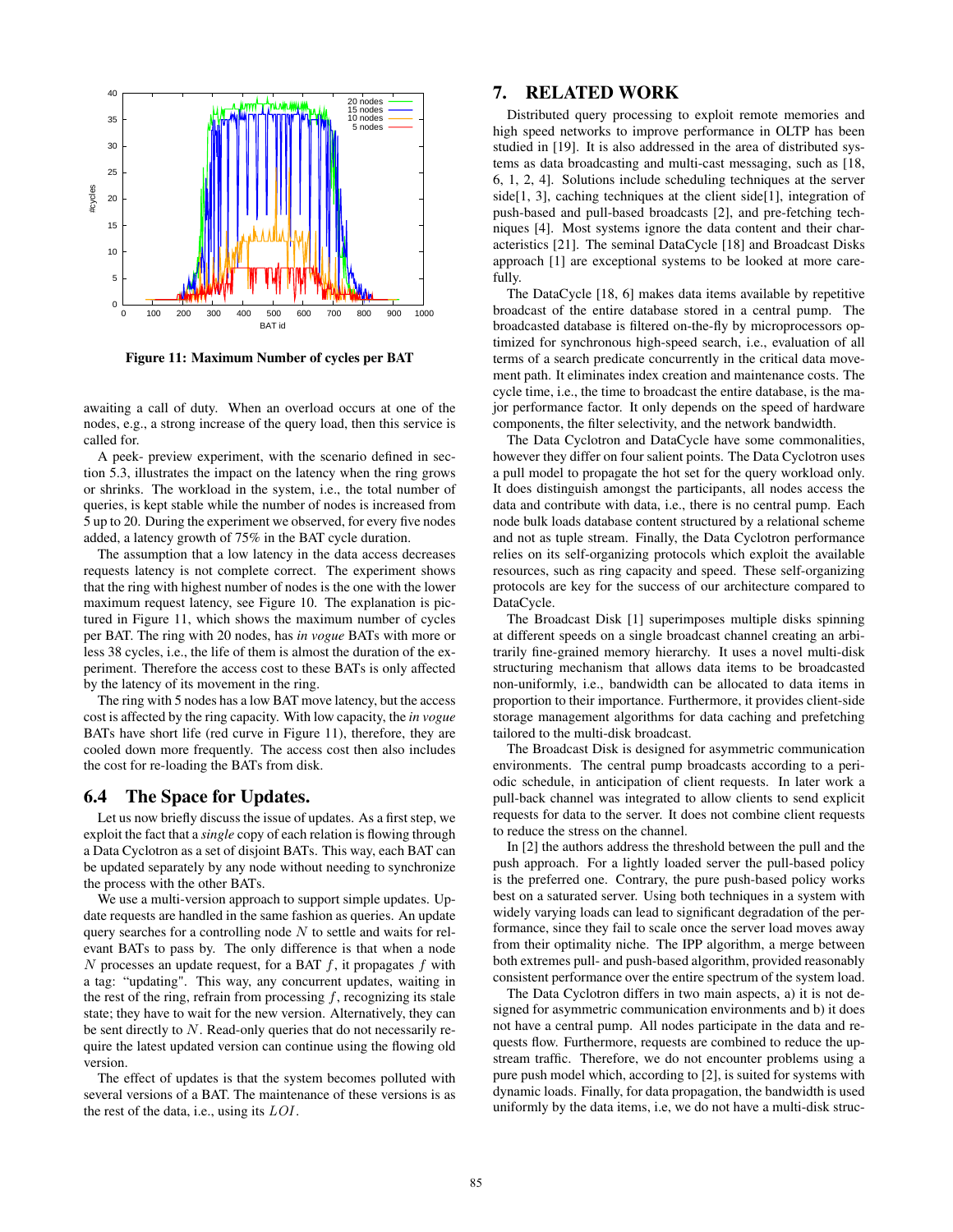40
35
30
25
20
15
10
5
0
#cycles
0 100 200 300 400 500 600 700 800 900 1000
BAT id
20 nodes
15 nodes
10 nodes
5 nodes

**Figure 11: Maximum Number of cycles per BAT**

awaiting a call of duty. When an overload occurs at one of the nodes, e.g., a strong increase of the query load, then this service is called for.

A peek- preview experiment, with the scenario defined in section 5.3, illustrates the impact on the latency when the ring grows or shrinks. The workload in the system, i.e., the total number of queries, is kept stable while the number of nodes is increased from 5 up to 20. During the experiment we observed, for every five nodes added, a latency growth of 75% in the BAT cycle duration.

The assumption that a low latency in the data access decreases requests latency is not complete correct. The experiment shows that the ring with highest number of nodes is the one with the lower maximum request latency, see Figure 10. The explanation is pictured in Figure 11, which shows the maximum number of cycles per BAT. The ring with 20 nodes, has *in vogue* BATs with more or less 38 cycles, i.e., the life of them is almost the duration of the experiment. Therefore the access cost to these BATs is only affected by the latency of its movement in the ring.

The ring with 5 nodes has a low BAT move latency, but the access cost is affected by the ring capacity. With low capacity, the *in vogue* BATs have short life (red curve in Figure 11), therefore, they are cooled down more frequently. The access cost then also includes the cost for re-loading the BATs from disk.

## 6.4 The Space for Updates.

Let us now briefly discuss the issue of updates. As a first step, we exploit the fact that a *single* copy of each relation is flowing through a Data Cyclotron as a set of disjoint BATs. This way, each BAT can be updated separately by any node without needing to synchronize the process with the other BATs.

We use a multi-version approach to support simple updates. Update requests are handled in the same fashion as queries. An update query searches for a controlling node $N$ to settle and waits for relevant BATs to pass by. The only difference is that when a node $N$ processes an update request, for a BAT $f$, it propagates $f$ with a tag: "updating". This way, any concurrent updates, waiting in the rest of the ring, refrain from processing $f$, recognizing its stale state; they have to wait for the new version. Alternatively, they can be sent directly to $N$. Read-only queries that do not necessarily require the latest updated version can continue using the flowing old version.

The effect of updates is that the system becomes polluted with several versions of a BAT. The maintenance of these versions is as the rest of the data, i.e., using its $LOI$.

# 7. RELATED WORK

Distributed query processing to exploit remote memories and high speed networks to improve performance in OLTP has been studied in [19]. It is also addressed in the area of distributed systems as data broadcasting and multi-cast messaging, such as [18, 6, 1, 2, 4]. Solutions include scheduling techniques at the server side[1, 3], caching techniques at the client side[1], integration of push-based and pull-based broadcasts [2], and pre-fetching techniques [4]. Most systems ignore the data content and their characteristics [21]. The seminal DataCycle [18] and Broadcast Disks approach [1] are exceptional systems to be looked at more carefully.

The DataCycle [18, 6] makes data items available by repetitive broadcast of the entire database stored in a central pump. The broadcasted database is filtered on-the-fly by microprocessors optimized for synchronous high-speed search, i.e., evaluation of all terms of a search predicate concurrently in the critical data movement path. It eliminates index creation and maintenance costs. The cycle time, i.e., the time to broadcast the entire database, is the major performance factor. It only depends on the speed of hardware components, the filter selectivity, and the network bandwidth.

The Data Cyclotron and DataCycle have some commonalities, however they differ on four salient points. The Data Cyclotron uses a pull model to propagate the hot set for the query workload only. It does distinguish amongst the participants, all nodes access the data and contribute with data, i.e., there is no central pump. Each node bulk loads database content structured by a relational scheme and not as tuple stream. Finally, the Data Cyclotron performance relies on its self-organizing protocols which exploit the available resources, such as ring capacity and speed. These self-organizing protocols are key for the success of our architecture compared to DataCycle.

The Broadcast Disk [1] superimposes multiple disks spinning at different speeds on a single broadcast channel creating an arbitrarily fine-grained memory hierarchy. It uses a novel multi-disk structuring mechanism that allows data items to be broadcasted non-uniformly, i.e., bandwidth can be allocated to data items in proportion to their importance. Furthermore, it provides client-side storage management algorithms for data caching and prefetching tailored to the multi-disk broadcast.

The Broadcast Disk is designed for asymmetric communication environments. The central pump broadcasts according to a periodic schedule, in anticipation of client requests. In later work a pull-back channel was integrated to allow clients to send explicit requests for data to the server. It does not combine client requests to reduce the stress on the channel.

In [2] the authors address the threshold between the pull and the push approach. For a lightly loaded server the pull-based policy is the preferred one. Contrary, the pure push-based policy works best on a saturated server. Using both techniques in a system with widely varying loads can lead to significant degradation of the performance, since they fail to scale once the server load moves away from their optimality niche. The IPP algorithm, a merge between both extremes pull- and push-based algorithm, provided reasonably consistent performance over the entire spectrum of the system load.

The Data Cyclotron differs in two main aspects, a) it is not designed for asymmetric communication environments and b) it does not have a central pump. All nodes participate in the data and requests flows. Furthermore, requests are combined to reduce the upstream traffic. Therefore, we do not encounter problems using a pure push model which, according to [2], is suited for systems with dynamic loads. Finally, for data propagation, the bandwidth is used uniformly by the data items, i.e, we do not have a multi-disk struc-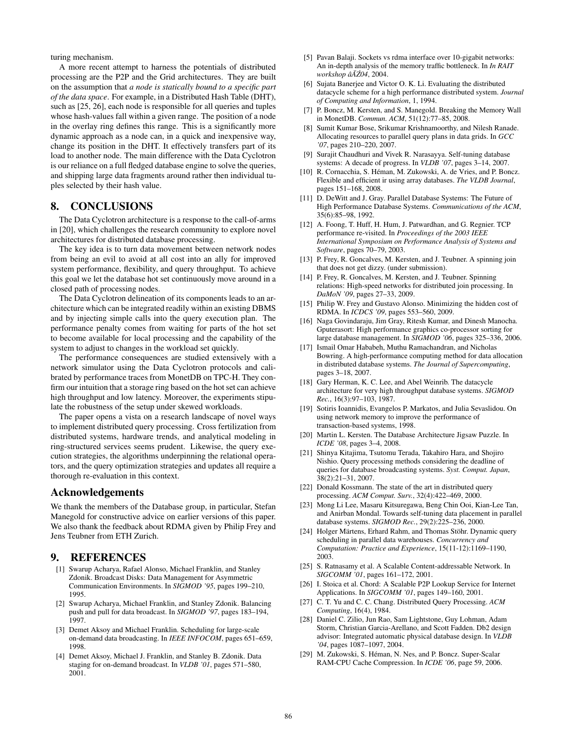turing mechanism.

A more recent attempt to harness the potentials of distributed processing are the P2P and the Grid architectures. They are built on the assumption that *a node is statically bound to a specific part of the data space*. For example, in a Distributed Hash Table (DHT), such as [25, 26], each node is responsible for all queries and tuples whose hash-values fall within a given range. The position of a node in the overlay ring defines this range. This is a significantly more dynamic approach as a node can, in a quick and inexpensive way, change its position in the DHT. It effectively transfers part of its load to another node. The main difference with the Data Cyclotron is our reliance on a full fledged database engine to solve the queries, and shipping large data fragments around rather then individual tuples selected by their hash value.

## 8. CONCLUSIONS

The Data Cyclotron architecture is a response to the call-of-arms in [20], which challenges the research community to explore novel architectures for distributed database processing.

The key idea is to turn data movement between network nodes from being an evil to avoid at all cost into an ally for improved system performance, flexibility, and query throughput. To achieve this goal we let the database hot set continuously move around in a closed path of processing nodes.

The Data Cyclotron delineation of its components leads to an architecture which can be integrated readily within an existing DBMS and by injecting simple calls into the query execution plan. The performance penalty comes from waiting for parts of the hot set to become available for local processing and the capability of the system to adjust to changes in the workload set quickly.

The performance consequences are studied extensively with a network simulator using the Data Cyclotron protocols and calibrated by performance traces from MonetDB on TPC-H. They confirm our intuition that a storage ring based on the hot set can achieve high throughput and low latency. Moreover, the experiments stipulate the robustness of the setup under skewed workloads.

The paper opens a vista on a research landscape of novel ways to implement distributed query processing. Cross fertilization from distributed systems, hardware trends, and analytical modeling in ring-structured services seems prudent. Likewise, the query execution strategies, the algorithms underpinning the relational operators, and the query optimization strategies and updates all require a thorough re-evaluation in this context.

## Acknowledgements

We thank the members of the Database group, in particular, Stefan Manegold for constructive advice on earlier versions of this paper. We also thank the feedback about RDMA given by Philip Frey and Jens Teubner from ETH Zurich.

## 9. REFERENCES

[1] Swarup Acharya, Rafael Alonso, Michael Franklin, and Stanley Zdonik. Broadcast Disks: Data Management for Asymmetric Communication Environments. In *SIGMOD '95*, pages 199–210, 1995.

[2] Swarup Acharya, Michael Franklin, and Stanley Zdonik. Balancing push and pull for data broadcast. In *SIGMOD '97*, pages 183–194, 1997.

[3] Demet Aksoy and Michael Franklin. Scheduling for large-scale on-demand data broadcasting. In *IEEE INFOCOM*, pages 651–659, 1998.

[4] Demet Aksoy, Michael J. Franklin, and Stanley B. Zdonik. Data staging for on-demand broadcast. In *VLDB '01*, pages 571–580, 2001.

[5] Pavan Balaji. Sockets vs rdma interface over 10-gigabit networks: An in-depth analysis of the memory traffic bottleneck. In *In RAIT workshop âĂŹ04*, 2004.

[6] Sujata Banerjee and Victor O. K. Li. Evaluating the distributed datacycle scheme for a high performance distributed system. *Journal of Computing and Information*, 1, 1994.

[7] P. Boncz, M. Kersten, and S. Manegold. Breaking the Memory Wall in MonetDB. *Commun. ACM*, 51(12):77–85, 2008.

[8] Sumit Kumar Bose, Srikumar Krishnamoorthy, and Nilesh Ranade. Allocating resources to parallel query plans in data grids. In *GCC '07*, pages 210–220, 2007.

[9] Surajit Chaudhuri and Vivek R. Narasayya. Self-tuning database systems: A decade of progress. In *VLDB '07*, pages 3–14, 2007.

[10] R. Cornacchia, S. Héman, M. Zukowski, A. de Vries, and P. Boncz. Flexible and efficient ir using array databases. *The VLDB Journal*, pages 151–168, 2008.

[11] D. DeWitt and J. Gray. Parallel Database Systems: The Future of High Performance Database Systems. *Communications of the ACM*, 35(6):85–98, 1992.

[12] A. Foong, T. Huff, H. Hum, J. Patwardhan, and G. Regnier. TCP performance re-visited. In *Proceedings of the 2003 IEEE International Symposium on Performance Analysis of Systems and Software*, pages 70–79, 2003.

[13] P. Frey, R. Goncalves, M. Kersten, and J. Teubner. A spinning join that does not get dizzy. (under submission).

[14] P. Frey, R. Goncalves, M. Kersten, and J. Teubner. Spinning relations: High-speed networks for distributed join processing. In *DaMoN '09*, pages 27–33, 2009.

[15] Philip W. Frey and Gustavo Alonso. Minimizing the hidden cost of RDMA. In *ICDCS '09*, pages 553–560, 2009.

[16] Naga Govindaraju, Jim Gray, Ritesh Kumar, and Dinesh Manocha. Gputerasort: High performance graphics co-processor sorting for large database management. In *SIGMOD '06*, pages 325–336, 2006.

[17] Ismail Omar Hababeh, Muthu Ramachandran, and Nicholas Bowring. A high-performance computing method for data allocation in distributed database systems. *The Journal of Supercomputing*, pages 3–18, 2007.

[18] Gary Herman, K. C. Lee, and Abel Weinrib. The datacycle architecture for very high throughput database systems. *SIGMOD Rec.*, 16(3):97–103, 1987.

[19] Sotiris Ioannidis, Evangelos P. Markatos, and Julia Sevaslidou. On using network memory to improve the performance of transaction-based systems, 1998.

[20] Martin L. Kersten. The Database Architecture Jigsaw Puzzle. In *ICDE '08*, pages 3–4, 2008.

[21] Shinya Kitajima, Tsutomu Terada, Takahiro Hara, and Shojiro Nishio. Query processing methods considering the deadline of queries for database broadcasting systems. *Syst. Comput. Japan*, 38(2):21–31, 2007.

[22] Donald Kossmann. The state of the art in distributed query processing. *ACM Comput. Surv.*, 32(4):422–469, 2000.

[23] Mong Li Lee, Masaru Kitsuregawa, Beng Chin Ooi, Kian-Lee Tan, and Anirban Mondal. Towards self-tuning data placement in parallel database systems. *SIGMOD Rec.*, 29(2):225–236, 2000.

[24] Holger Märtens, Erhard Rahm, and Thomas Stöhr. Dynamic query scheduling in parallel data warehouses. *Concurrency and Computation: Practice and Experience*, 15(11-12):1169–1190, 2003.

[25] S. Ratnasamy et al. A Scalable Content-addressable Network. In *SIGCOMM '01*, pages 161–172, 2001.

[26] I. Stoica et al. Chord: A Scalable P2P Lookup Service for Internet Applications. In *SIGCOMM '01*, pages 149–160, 2001.

[27] C. T. Yu and C. C. Chang. Distributed Query Processing. *ACM Computing*, 16(4), 1984.

[28] Daniel C. Zilio, Jun Rao, Sam Lightstone, Guy Lohman, Adam Storm, Christian Garcia-Arellano, and Scott Fadden. Db2 design advisor: Integrated automatic physical database design. In *VLDB '04*, pages 1087–1097, 2004.

[29] M. Zukowski, S. Héman, N. Nes, and P. Boncz. Super-Scalar RAM-CPU Cache Compression. In *ICDE '06*, page 59, 2006.